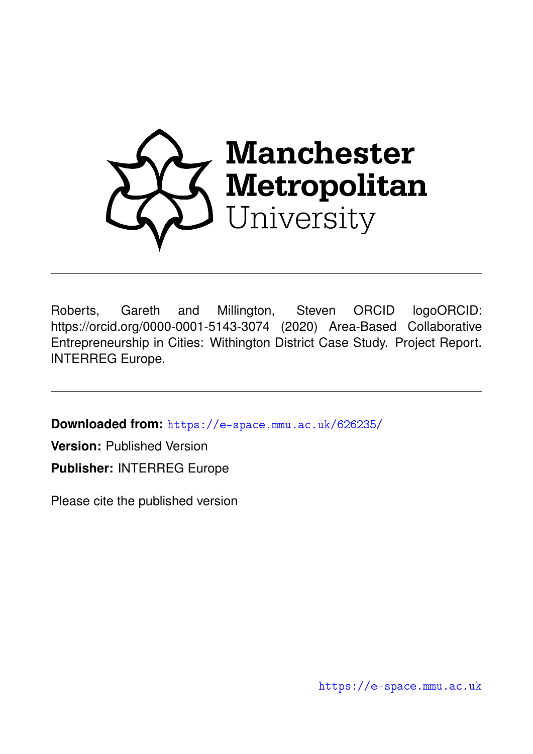Manchester Metropolitan University

Roberts, Gareth and Millington, Steven ORCID logoORCID: https://orcid.org/0000-0001-5143-3074 (2020) Area-Based Collaborative Entrepreneurship in Cities: Withington District Case Study. Project Report. INTERREG Europe.

**Downloaded from:** https://e-space.mmu.ac.uk/626235/

**Version:** Published Version

**Publisher:** INTERREG Europe

Please cite the published version

https://e-space.mmu.ac.uk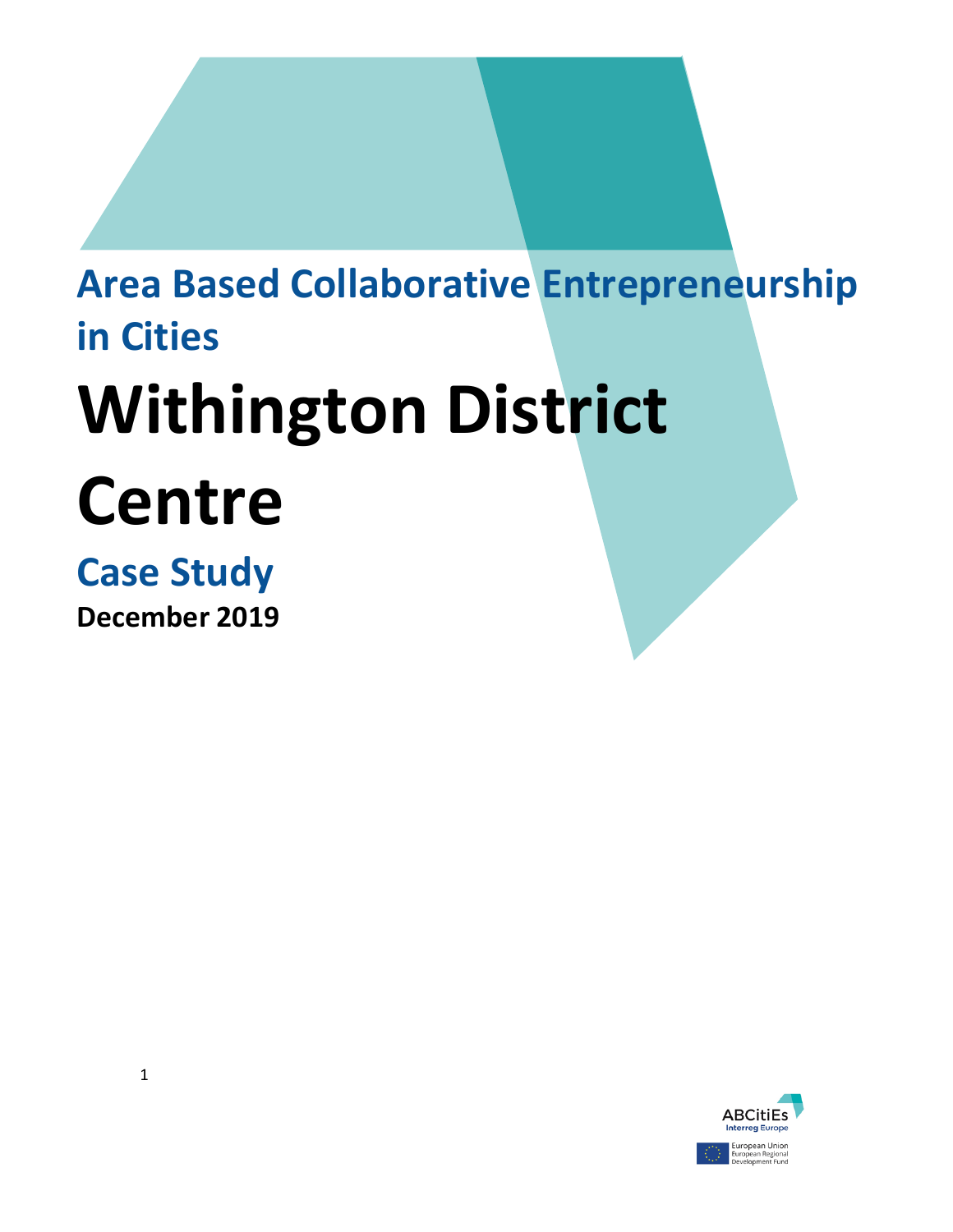## Area Based Collaborative Entrepreneurship in Cities

# Withington District Centre

## Case Study

**December 2019**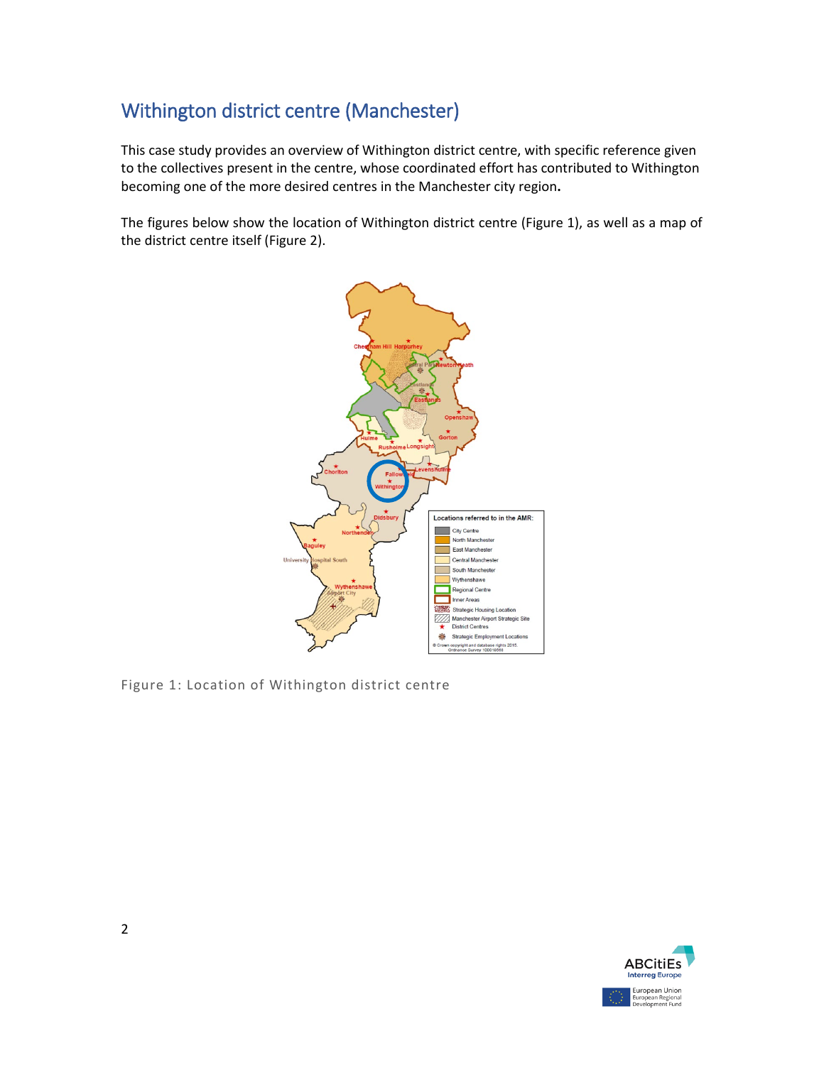## Withington district centre (Manchester)

This case study provides an overview of Withington district centre, with specific reference given to the collectives present in the centre, whose coordinated effort has contributed to Withington becoming one of the more desired centres in the Manchester city region**.**

The figures below show the location of Withington district centre (Figure 1), as well as a map of the district centre itself (Figure 2).

Locations referred to in the AMR:

City Centre

North Manchester

East Manchester

Central Manchester

South Manchester

Wythenshawe

Regional Centre

Inner Areas

Strategic Housing Location

Manchester Airport Strategic Site

District Centres

Strategic Employment Locations

© Crown copyright and database rights 2015. Ordnance Survey 100019568

Cheetham Hill

Harpurhey

Central Park

Newton Heath

Eastlands

Eastlands

Openshaw

Gorton

Hulme

Rusholme

Longsight

Levenshulme

Chorlton

Fallowfield

Withington

Didsbury

Northenden

Baguley

University Hospital South

Wythenshawe

Airport City

Figure 1: Location of Withington district centre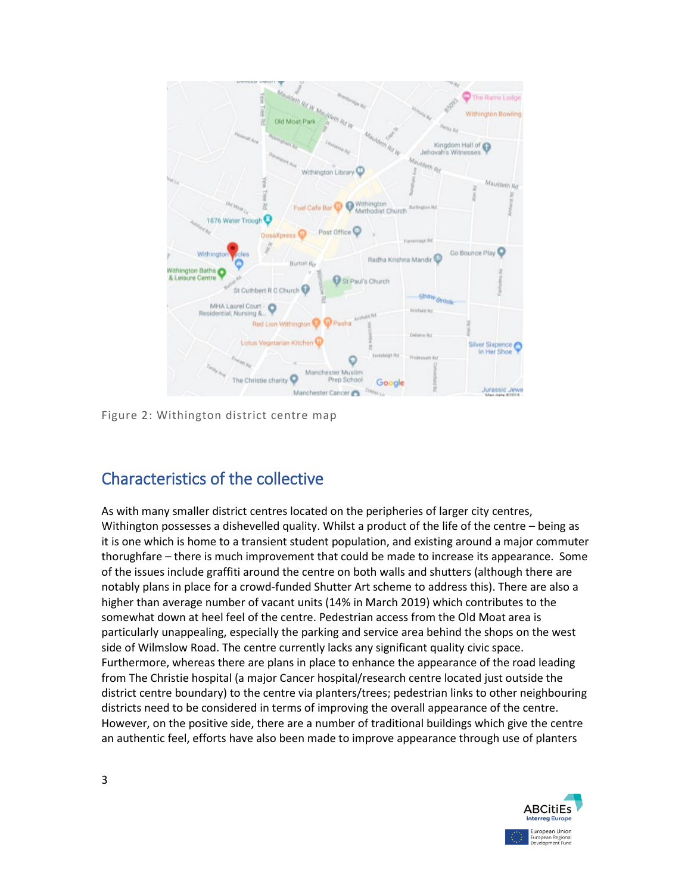Figure 2: Withington district centre map

## Characteristics of the collective

As with many smaller district centres located on the peripheries of larger city centres, Withington possesses a dishevelled quality. Whilst a product of the life of the centre – being as it is one which is home to a transient student population, and existing around a major commuter thorughfare – there is much improvement that could be made to increase its appearance. Some of the issues include graffiti around the centre on both walls and shutters (although there are notably plans in place for a crowd-funded Shutter Art scheme to address this). There are also a higher than average number of vacant units (14% in March 2019) which contributes to the somewhat down at heel feel of the centre. Pedestrian access from the Old Moat area is particularly unappealing, especially the parking and service area behind the shops on the west side of Wilmslow Road. The centre currently lacks any significant quality civic space. Furthermore, whereas there are plans in place to enhance the appearance of the road leading from The Christie hospital (a major Cancer hospital/research centre located just outside the district centre boundary) to the centre via planters/trees; pedestrian links to other neighbouring districts need to be considered in terms of improving the overall appearance of the centre. However, on the positive side, there are a number of traditional buildings which give the centre an authentic feel, efforts have also been made to improve appearance through use of planters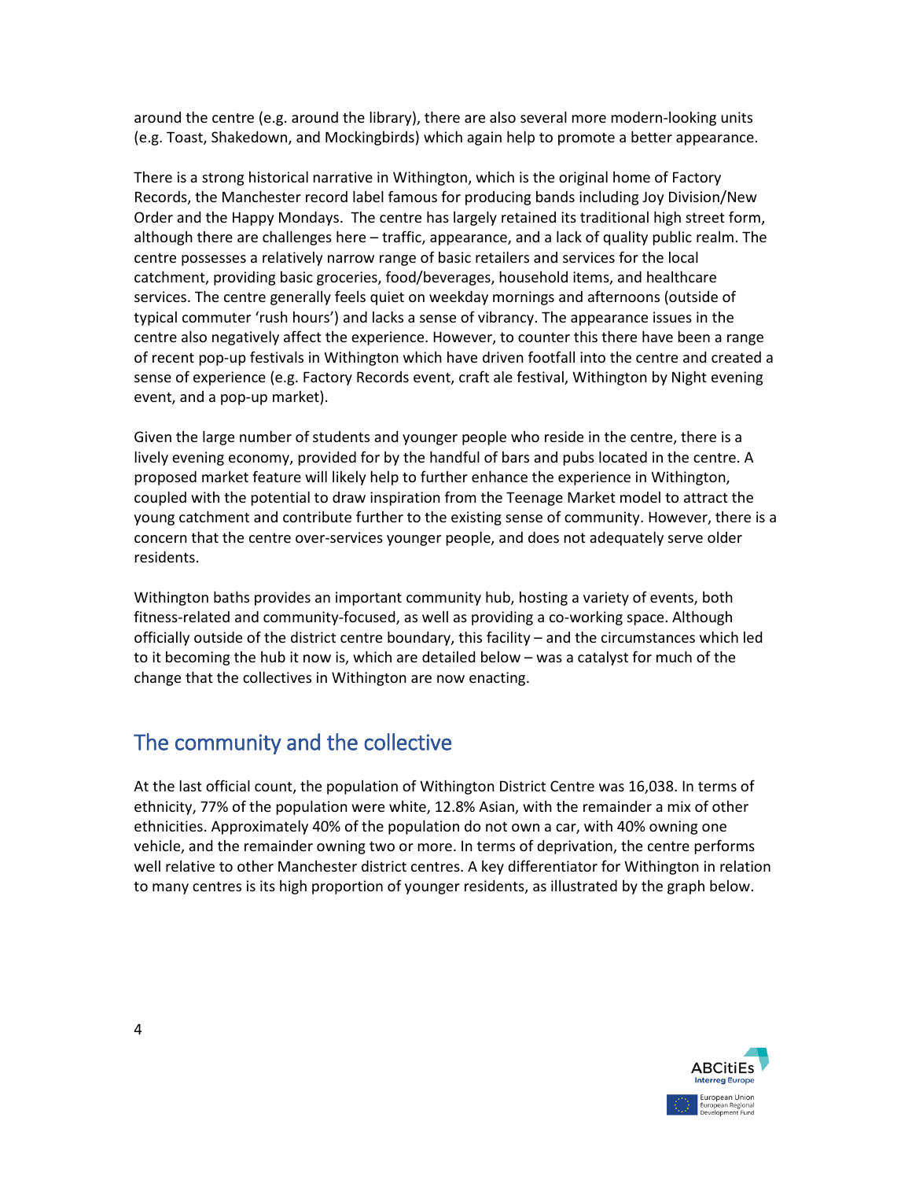around the centre (e.g. around the library), there are also several more modern-looking units (e.g. Toast, Shakedown, and Mockingbirds) which again help to promote a better appearance.

There is a strong historical narrative in Withington, which is the original home of Factory Records, the Manchester record label famous for producing bands including Joy Division/New Order and the Happy Mondays. The centre has largely retained its traditional high street form, although there are challenges here – traffic, appearance, and a lack of quality public realm. The centre possesses a relatively narrow range of basic retailers and services for the local catchment, providing basic groceries, food/beverages, household items, and healthcare services. The centre generally feels quiet on weekday mornings and afternoons (outside of typical commuter 'rush hours') and lacks a sense of vibrancy. The appearance issues in the centre also negatively affect the experience. However, to counter this there have been a range of recent pop-up festivals in Withington which have driven footfall into the centre and created a sense of experience (e.g. Factory Records event, craft ale festival, Withington by Night evening event, and a pop-up market).

Given the large number of students and younger people who reside in the centre, there is a lively evening economy, provided for by the handful of bars and pubs located in the centre. A proposed market feature will likely help to further enhance the experience in Withington, coupled with the potential to draw inspiration from the Teenage Market model to attract the young catchment and contribute further to the existing sense of community. However, there is a concern that the centre over-services younger people, and does not adequately serve older residents.

Withington baths provides an important community hub, hosting a variety of events, both fitness-related and community-focused, as well as providing a co-working space. Although officially outside of the district centre boundary, this facility – and the circumstances which led to it becoming the hub it now is, which are detailed below – was a catalyst for much of the change that the collectives in Withington are now enacting.

## The community and the collective

At the last official count, the population of Withington District Centre was 16,038. In terms of ethnicity, 77% of the population were white, 12.8% Asian, with the remainder a mix of other ethnicities. Approximately 40% of the population do not own a car, with 40% owning one vehicle, and the remainder owning two or more. In terms of deprivation, the centre performs well relative to other Manchester district centres. A key differentiator for Withington in relation to many centres is its high proportion of younger residents, as illustrated by the graph below.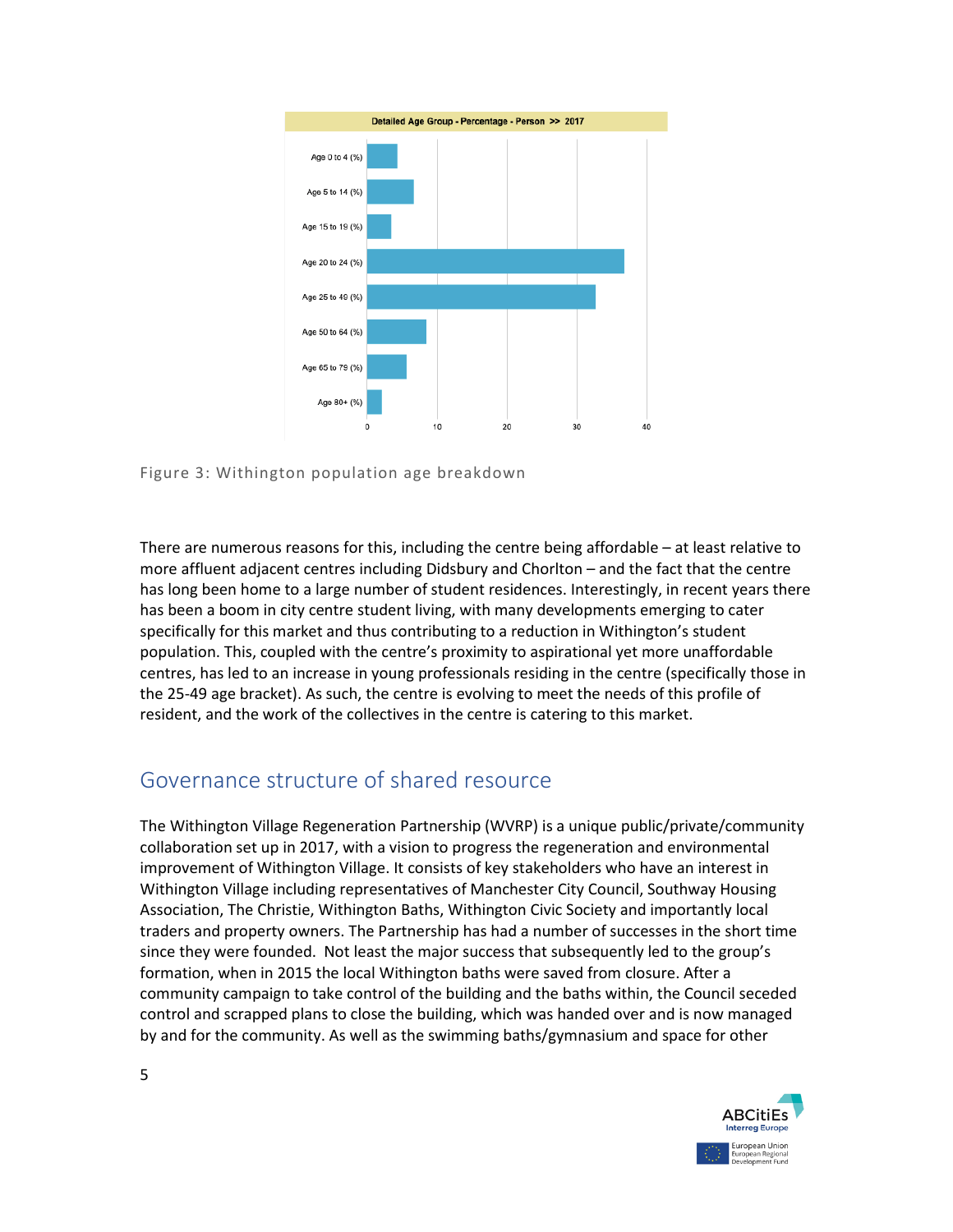Detailed Age Group - Percentage - Person >> 2017

Age 0 to 4 (%)
Age 5 to 14 (%)
Age 15 to 19 (%)
Age 20 to 24 (%)
Age 25 to 49 (%)
Age 50 to 64 (%)
Age 65 to 79 (%)
Age 80+ (%)

0 10 20 30 40

Figure 3: Withington population age breakdown

There are numerous reasons for this, including the centre being affordable – at least relative to more affluent adjacent centres including Didsbury and Chorlton – and the fact that the centre has long been home to a large number of student residences. Interestingly, in recent years there has been a boom in city centre student living, with many developments emerging to cater specifically for this market and thus contributing to a reduction in Withington's student population. This, coupled with the centre's proximity to aspirational yet more unaffordable centres, has led to an increase in young professionals residing in the centre (specifically those in the 25-49 age bracket). As such, the centre is evolving to meet the needs of this profile of resident, and the work of the collectives in the centre is catering to this market.

## Governance structure of shared resource

The Withington Village Regeneration Partnership (WVRP) is a unique public/private/community collaboration set up in 2017, with a vision to progress the regeneration and environmental improvement of Withington Village. It consists of key stakeholders who have an interest in Withington Village including representatives of Manchester City Council, Southway Housing Association, The Christie, Withington Baths, Withington Civic Society and importantly local traders and property owners. The Partnership has had a number of successes in the short time since they were founded. Not least the major success that subsequently led to the group's formation, when in 2015 the local Withington baths were saved from closure. After a community campaign to take control of the building and the baths within, the Council seceded control and scrapped plans to close the building, which was handed over and is now managed by and for the community. As well as the swimming baths/gymnasium and space for other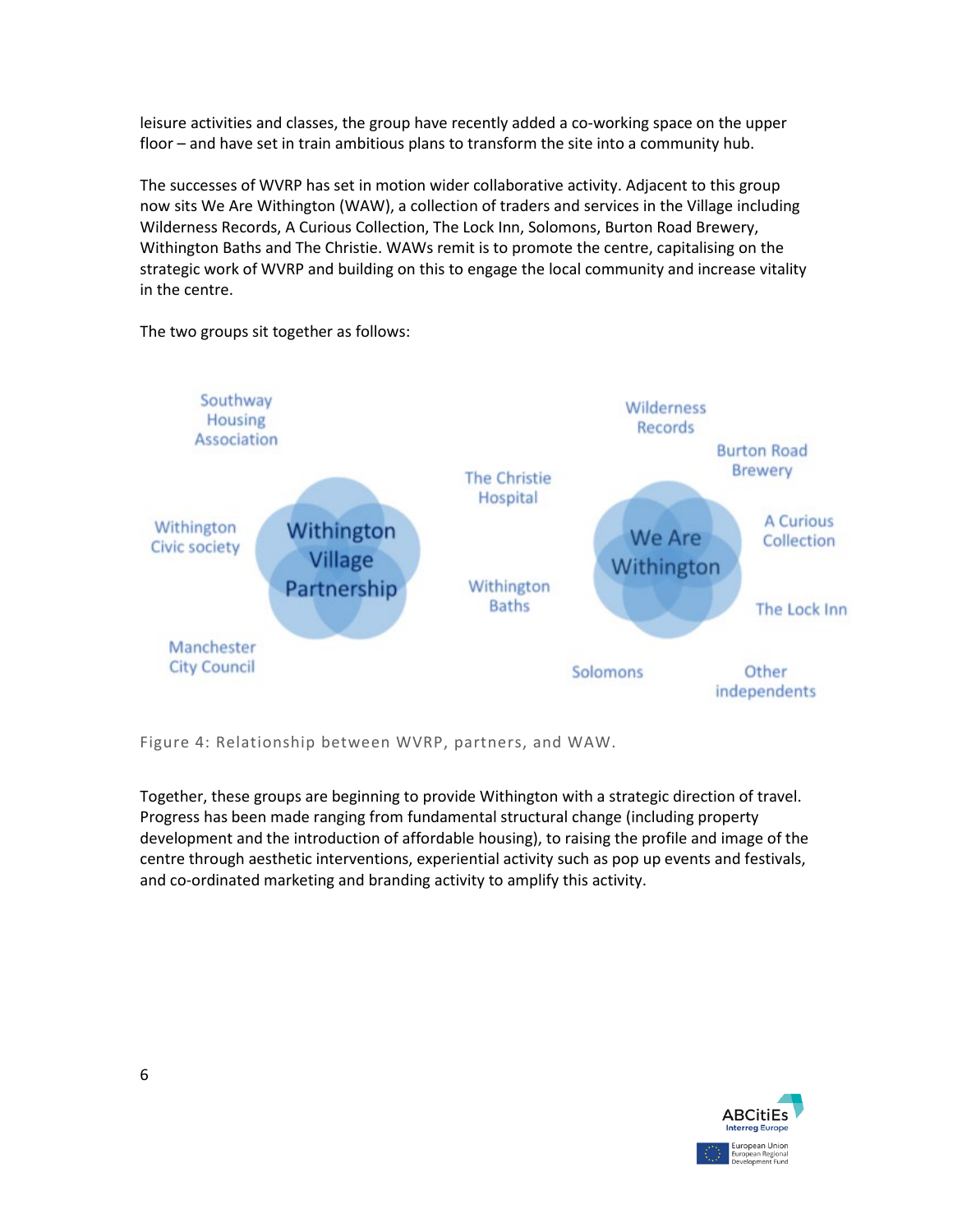leisure activities and classes, the group have recently added a co-working space on the upper floor – and have set in train ambitious plans to transform the site into a community hub.

The successes of WVRP has set in motion wider collaborative activity. Adjacent to this group now sits We Are Withington (WAW), a collection of traders and services in the Village including Wilderness Records, A Curious Collection, The Lock Inn, Solomons, Burton Road Brewery, Withington Baths and The Christie. WAWs remit is to promote the centre, capitalising on the strategic work of WVRP and building on this to engage the local community and increase vitality in the centre.

The two groups sit together as follows:

Southway Housing Association

Withington Civic society

Withington Village Partnership

Manchester City Council

The Christie Hospital

Withington Baths

Wilderness Records

Burton Road Brewery

We Are Withington

A Curious Collection

The Lock Inn

Solomons

Other independents

Figure 4: Relationship between WVRP, partners, and WAW.

Together, these groups are beginning to provide Withington with a strategic direction of travel. Progress has been made ranging from fundamental structural change (including property development and the introduction of affordable housing), to raising the profile and image of the centre through aesthetic interventions, experiential activity such as pop up events and festivals, and co-ordinated marketing and branding activity to amplify this activity.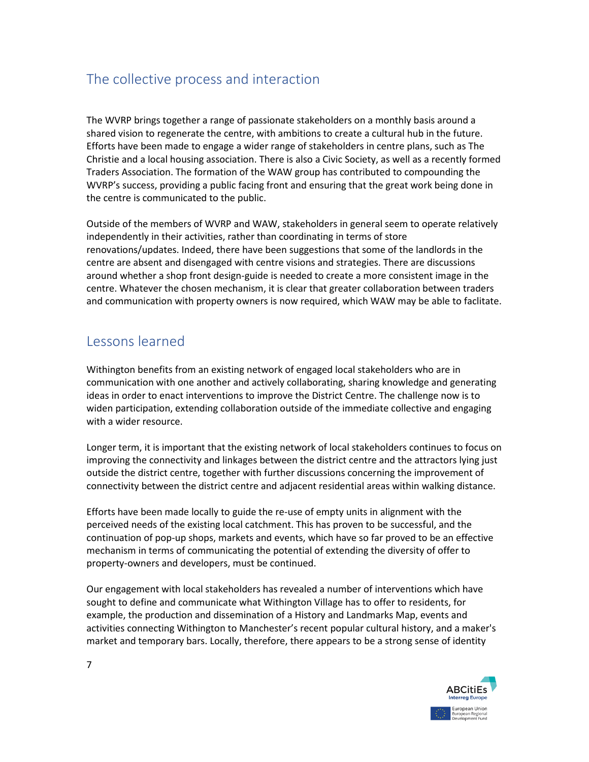## The collective process and interaction

The WVRP brings together a range of passionate stakeholders on a monthly basis around a shared vision to regenerate the centre, with ambitions to create a cultural hub in the future. Efforts have been made to engage a wider range of stakeholders in centre plans, such as The Christie and a local housing association. There is also a Civic Society, as well as a recently formed Traders Association. The formation of the WAW group has contributed to compounding the WVRP's success, providing a public facing front and ensuring that the great work being done in the centre is communicated to the public.

Outside of the members of WVRP and WAW, stakeholders in general seem to operate relatively independently in their activities, rather than coordinating in terms of store renovations/updates. Indeed, there have been suggestions that some of the landlords in the centre are absent and disengaged with centre visions and strategies. There are discussions around whether a shop front design-guide is needed to create a more consistent image in the centre. Whatever the chosen mechanism, it is clear that greater collaboration between traders and communication with property owners is now required, which WAW may be able to faclitate.

## Lessons learned

Withington benefits from an existing network of engaged local stakeholders who are in communication with one another and actively collaborating, sharing knowledge and generating ideas in order to enact interventions to improve the District Centre. The challenge now is to widen participation, extending collaboration outside of the immediate collective and engaging with a wider resource.

Longer term, it is important that the existing network of local stakeholders continues to focus on improving the connectivity and linkages between the district centre and the attractors lying just outside the district centre, together with further discussions concerning the improvement of connectivity between the district centre and adjacent residential areas within walking distance.

Efforts have been made locally to guide the re-use of empty units in alignment with the perceived needs of the existing local catchment. This has proven to be successful, and the continuation of pop-up shops, markets and events, which have so far proved to be an effective mechanism in terms of communicating the potential of extending the diversity of offer to property-owners and developers, must be continued.

Our engagement with local stakeholders has revealed a number of interventions which have sought to define and communicate what Withington Village has to offer to residents, for example, the production and dissemination of a History and Landmarks Map, events and activities connecting Withington to Manchester's recent popular cultural history, and a maker's market and temporary bars. Locally, therefore, there appears to be a strong sense of identity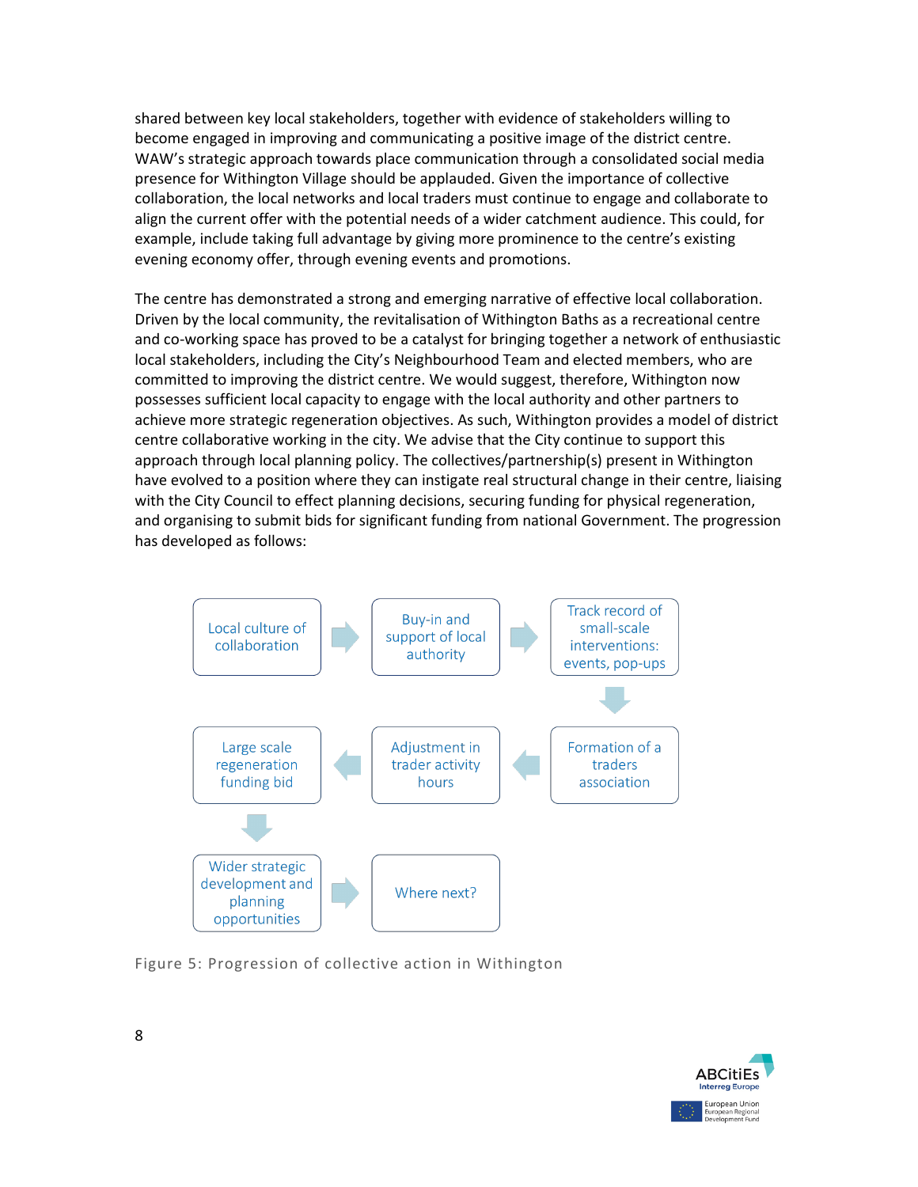shared between key local stakeholders, together with evidence of stakeholders willing to become engaged in improving and communicating a positive image of the district centre. WAW's strategic approach towards place communication through a consolidated social media presence for Withington Village should be applauded. Given the importance of collective collaboration, the local networks and local traders must continue to engage and collaborate to align the current offer with the potential needs of a wider catchment audience. This could, for example, include taking full advantage by giving more prominence to the centre's existing evening economy offer, through evening events and promotions.

The centre has demonstrated a strong and emerging narrative of effective local collaboration. Driven by the local community, the revitalisation of Withington Baths as a recreational centre and co-working space has proved to be a catalyst for bringing together a network of enthusiastic local stakeholders, including the City's Neighbourhood Team and elected members, who are committed to improving the district centre. We would suggest, therefore, Withington now possesses sufficient local capacity to engage with the local authority and other partners to achieve more strategic regeneration objectives. As such, Withington provides a model of district centre collaborative working in the city. We advise that the City continue to support this approach through local planning policy. The collectives/partnership(s) present in Withington have evolved to a position where they can instigate real structural change in their centre, liaising with the City Council to effect planning decisions, securing funding for physical regeneration, and organising to submit bids for significant funding from national Government. The progression has developed as follows:

Local culture of collaboration

Buy-in and support of local authority

Track record of small-scale interventions: events, pop-ups

Formation of a traders association

Adjustment in trader activity hours

Large scale regeneration funding bid

Wider strategic development and planning opportunities

Where next?

Figure 5: Progression of collective action in Withington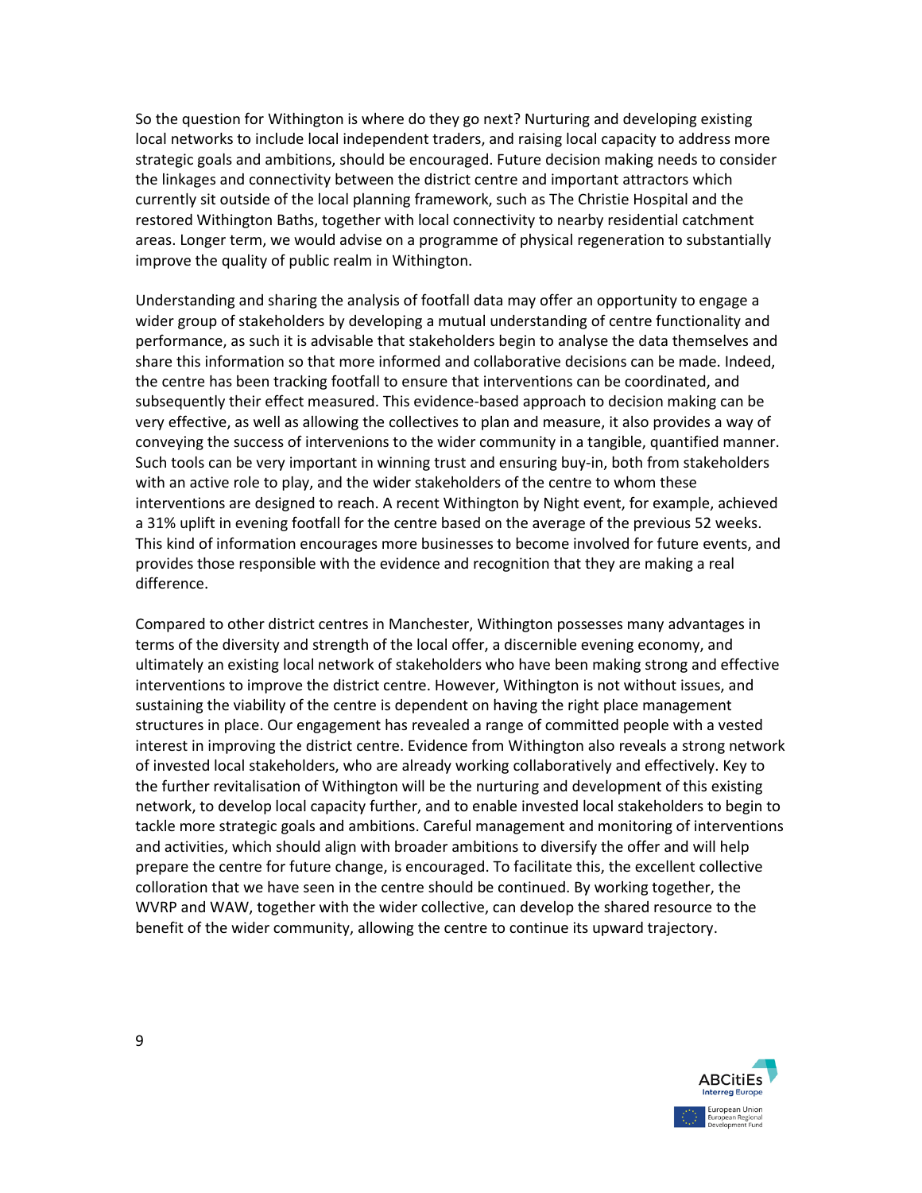So the question for Withington is where do they go next? Nurturing and developing existing local networks to include local independent traders, and raising local capacity to address more strategic goals and ambitions, should be encouraged. Future decision making needs to consider the linkages and connectivity between the district centre and important attractors which currently sit outside of the local planning framework, such as The Christie Hospital and the restored Withington Baths, together with local connectivity to nearby residential catchment areas. Longer term, we would advise on a programme of physical regeneration to substantially improve the quality of public realm in Withington.

Understanding and sharing the analysis of footfall data may offer an opportunity to engage a wider group of stakeholders by developing a mutual understanding of centre functionality and performance, as such it is advisable that stakeholders begin to analyse the data themselves and share this information so that more informed and collaborative decisions can be made. Indeed, the centre has been tracking footfall to ensure that interventions can be coordinated, and subsequently their effect measured. This evidence-based approach to decision making can be very effective, as well as allowing the collectives to plan and measure, it also provides a way of conveying the success of intervenions to the wider community in a tangible, quantified manner. Such tools can be very important in winning trust and ensuring buy-in, both from stakeholders with an active role to play, and the wider stakeholders of the centre to whom these interventions are designed to reach. A recent Withington by Night event, for example, achieved a 31% uplift in evening footfall for the centre based on the average of the previous 52 weeks. This kind of information encourages more businesses to become involved for future events, and provides those responsible with the evidence and recognition that they are making a real difference.

Compared to other district centres in Manchester, Withington possesses many advantages in terms of the diversity and strength of the local offer, a discernible evening economy, and ultimately an existing local network of stakeholders who have been making strong and effective interventions to improve the district centre. However, Withington is not without issues, and sustaining the viability of the centre is dependent on having the right place management structures in place. Our engagement has revealed a range of committed people with a vested interest in improving the district centre. Evidence from Withington also reveals a strong network of invested local stakeholders, who are already working collaboratively and effectively. Key to the further revitalisation of Withington will be the nurturing and development of this existing network, to develop local capacity further, and to enable invested local stakeholders to begin to tackle more strategic goals and ambitions. Careful management and monitoring of interventions and activities, which should align with broader ambitions to diversify the offer and will help prepare the centre for future change, is encouraged. To facilitate this, the excellent collective colloration that we have seen in the centre should be continued. By working together, the WVRP and WAW, together with the wider collective, can develop the shared resource to the benefit of the wider community, allowing the centre to continue its upward trajectory.